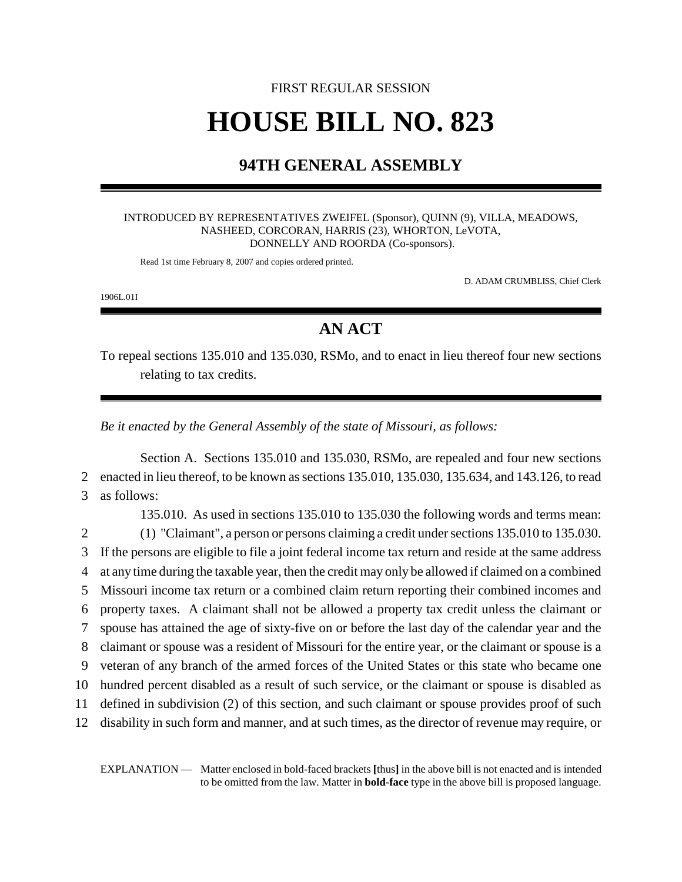FIRST REGULAR SESSION

# HOUSE BILL NO. 823

## 94TH GENERAL ASSEMBLY

INTRODUCED BY REPRESENTATIVES ZWEIFEL (Sponsor), QUINN (9), VILLA, MEADOWS, NASHEED, CORCORAN, HARRIS (23), WHORTON, LeVOTA, DONNELLY AND ROORDA (Co-sponsors).

Read 1st time February 8, 2007 and copies ordered printed.

D. ADAM CRUMBLISS, Chief Clerk

1906L.01I

## AN ACT

To repeal sections 135.010 and 135.030, RSMo, and to enact in lieu thereof four new sections relating to tax credits.

*Be it enacted by the General Assembly of the state of Missouri, as follows:*

Section A. Sections 135.010 and 135.030, RSMo, are repealed and four new sections enacted in lieu thereof, to be known as sections 135.010, 135.030, 135.634, and 143.126, to read as follows:

135.010. As used in sections 135.010 to 135.030 the following words and terms mean:

(1) "Claimant", a person or persons claiming a credit under sections 135.010 to 135.030. If the persons are eligible to file a joint federal income tax return and reside at the same address at any time during the taxable year, then the credit may only be allowed if claimed on a combined Missouri income tax return or a combined claim return reporting their combined incomes and property taxes. A claimant shall not be allowed a property tax credit unless the claimant or spouse has attained the age of sixty-five on or before the last day of the calendar year and the claimant or spouse was a resident of Missouri for the entire year, or the claimant or spouse is a veteran of any branch of the armed forces of the United States or this state who became one hundred percent disabled as a result of such service, or the claimant or spouse is disabled as defined in subdivision (2) of this section, and such claimant or spouse provides proof of such disability in such form and manner, and at such times, as the director of revenue may require, or

EXPLANATION — Matter enclosed in bold-faced brackets **[**thus**]** in the above bill is not enacted and is intended to be omitted from the law. Matter in **bold-face** type in the above bill is proposed language.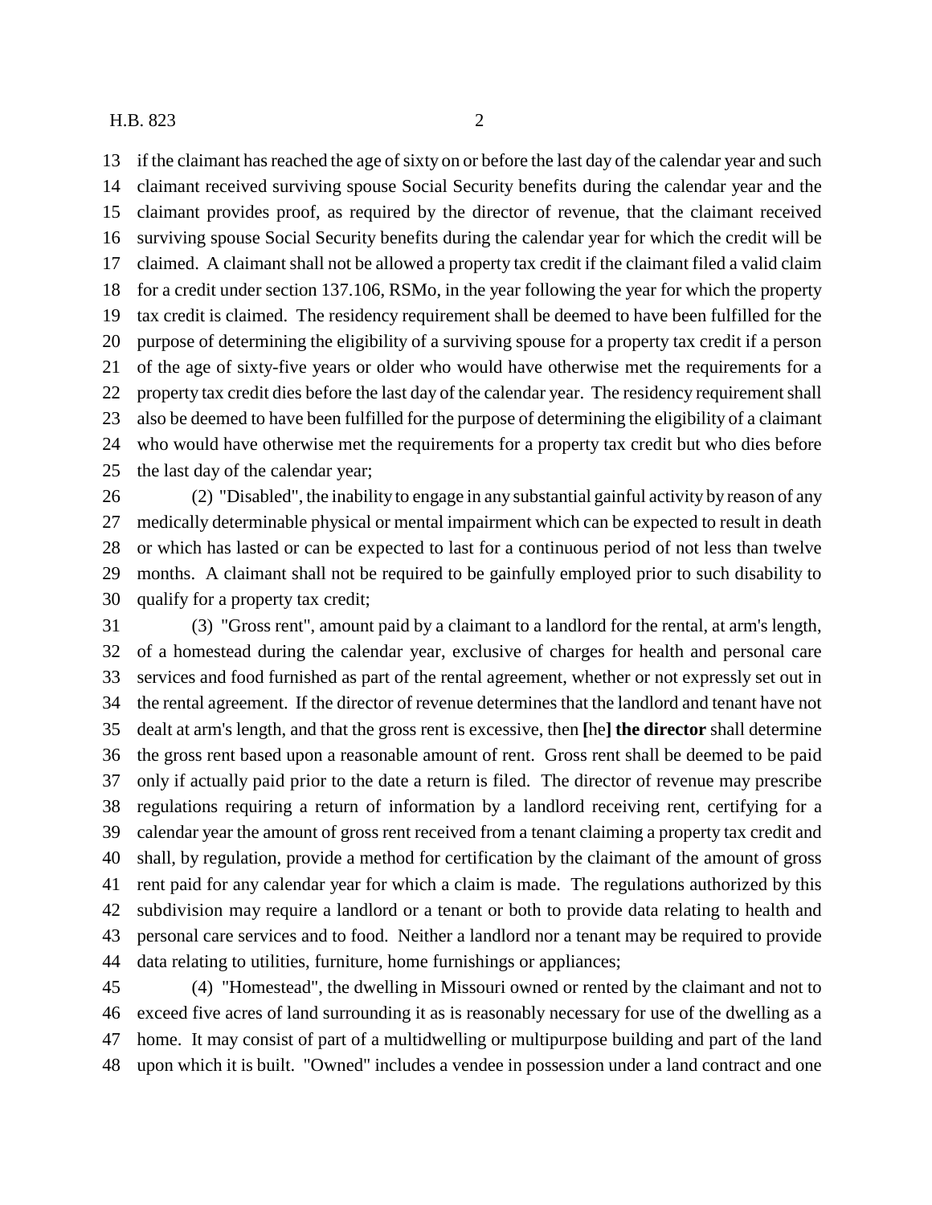if the claimant has reached the age of sixty on or before the last day of the calendar year and such claimant received surviving spouse Social Security benefits during the calendar year and the claimant provides proof, as required by the director of revenue, that the claimant received surviving spouse Social Security benefits during the calendar year for which the credit will be claimed. A claimant shall not be allowed a property tax credit if the claimant filed a valid claim for a credit under section 137.106, RSMo, in the year following the year for which the property tax credit is claimed. The residency requirement shall be deemed to have been fulfilled for the purpose of determining the eligibility of a surviving spouse for a property tax credit if a person of the age of sixty-five years or older who would have otherwise met the requirements for a property tax credit dies before the last day of the calendar year. The residency requirement shall also be deemed to have been fulfilled for the purpose of determining the eligibility of a claimant who would have otherwise met the requirements for a property tax credit but who dies before the last day of the calendar year;

(2) "Disabled", the inability to engage in any substantial gainful activity by reason of any medically determinable physical or mental impairment which can be expected to result in death or which has lasted or can be expected to last for a continuous period of not less than twelve months. A claimant shall not be required to be gainfully employed prior to such disability to qualify for a property tax credit;

(3) "Gross rent", amount paid by a claimant to a landlord for the rental, at arm's length, of a homestead during the calendar year, exclusive of charges for health and personal care services and food furnished as part of the rental agreement, whether or not expressly set out in the rental agreement. If the director of revenue determines that the landlord and tenant have not dealt at arm's length, and that the gross rent is excessive, then **[**he**] the director** shall determine the gross rent based upon a reasonable amount of rent. Gross rent shall be deemed to be paid only if actually paid prior to the date a return is filed. The director of revenue may prescribe regulations requiring a return of information by a landlord receiving rent, certifying for a calendar year the amount of gross rent received from a tenant claiming a property tax credit and shall, by regulation, provide a method for certification by the claimant of the amount of gross rent paid for any calendar year for which a claim is made. The regulations authorized by this subdivision may require a landlord or a tenant or both to provide data relating to health and personal care services and to food. Neither a landlord nor a tenant may be required to provide data relating to utilities, furniture, home furnishings or appliances;

(4) "Homestead", the dwelling in Missouri owned or rented by the claimant and not to exceed five acres of land surrounding it as is reasonably necessary for use of the dwelling as a home. It may consist of part of a multidwelling or multipurpose building and part of the land upon which it is built. "Owned" includes a vendee in possession under a land contract and one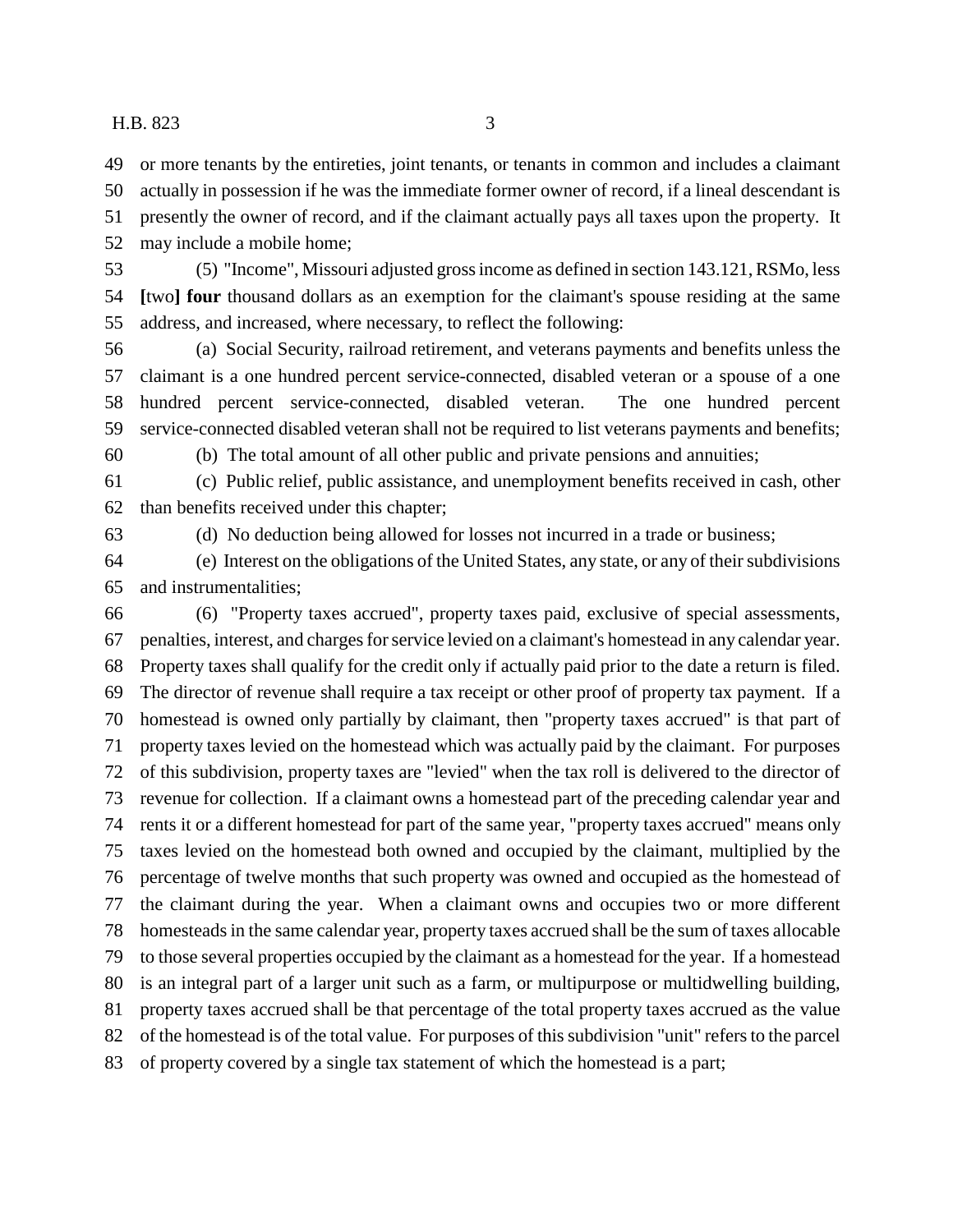49 or more tenants by the entireties, joint tenants, or tenants in common and includes a claimant
50 actually in possession if he was the immediate former owner of record, if a lineal descendant is
51 presently the owner of record, and if the claimant actually pays all taxes upon the property. It
52 may include a mobile home;

53 (5) "Income", Missouri adjusted gross income as defined in section 143.121, RSMo, less
54 **[**two**] four** thousand dollars as an exemption for the claimant's spouse residing at the same
55 address, and increased, where necessary, to reflect the following:

56 (a) Social Security, railroad retirement, and veterans payments and benefits unless the
57 claimant is a one hundred percent service-connected, disabled veteran or a spouse of a one
58 hundred percent service-connected, disabled veteran. The one hundred percent
59 service-connected disabled veteran shall not be required to list veterans payments and benefits;

60 (b) The total amount of all other public and private pensions and annuities;

61 (c) Public relief, public assistance, and unemployment benefits received in cash, other
62 than benefits received under this chapter;

63 (d) No deduction being allowed for losses not incurred in a trade or business;

64 (e) Interest on the obligations of the United States, any state, or any of their subdivisions
65 and instrumentalities;

66 (6) "Property taxes accrued", property taxes paid, exclusive of special assessments,
67 penalties, interest, and charges for service levied on a claimant's homestead in any calendar year.
68 Property taxes shall qualify for the credit only if actually paid prior to the date a return is filed.
69 The director of revenue shall require a tax receipt or other proof of property tax payment. If a
70 homestead is owned only partially by claimant, then "property taxes accrued" is that part of
71 property taxes levied on the homestead which was actually paid by the claimant. For purposes
72 of this subdivision, property taxes are "levied" when the tax roll is delivered to the director of
73 revenue for collection. If a claimant owns a homestead part of the preceding calendar year and
74 rents it or a different homestead for part of the same year, "property taxes accrued" means only
75 taxes levied on the homestead both owned and occupied by the claimant, multiplied by the
76 percentage of twelve months that such property was owned and occupied as the homestead of
77 the claimant during the year. When a claimant owns and occupies two or more different
78 homesteads in the same calendar year, property taxes accrued shall be the sum of taxes allocable
79 to those several properties occupied by the claimant as a homestead for the year. If a homestead
80 is an integral part of a larger unit such as a farm, or multipurpose or multidwelling building,
81 property taxes accrued shall be that percentage of the total property taxes accrued as the value
82 of the homestead is of the total value. For purposes of this subdivision "unit" refers to the parcel
83 of property covered by a single tax statement of which the homestead is a part;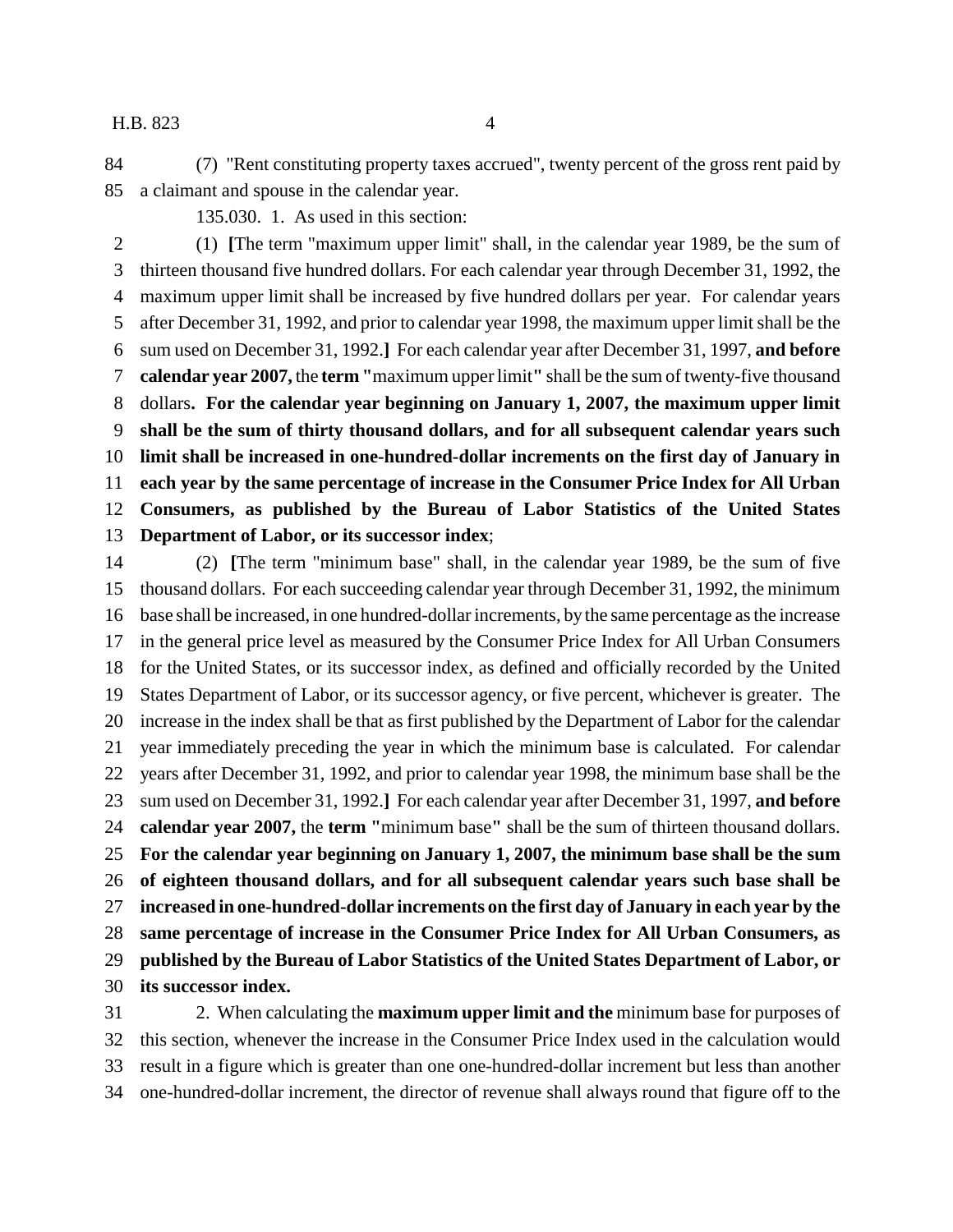(7) "Rent constituting property taxes accrued", twenty percent of the gross rent paid by a claimant and spouse in the calendar year.

135.030. 1. As used in this section:

(1) **[**The term "maximum upper limit" shall, in the calendar year 1989, be the sum of thirteen thousand five hundred dollars. For each calendar year through December 31, 1992, the maximum upper limit shall be increased by five hundred dollars per year. For calendar years after December 31, 1992, and prior to calendar year 1998, the maximum upper limit shall be the sum used on December 31, 1992.**]** For each calendar year after December 31, 1997, **and before calendar year 2007,** the **term "**maximum upper limit**"** shall be the sum of twenty-five thousand dollars**. For the calendar year beginning on January 1, 2007, the maximum upper limit shall be the sum of thirty thousand dollars, and for all subsequent calendar years such limit shall be increased in one-hundred-dollar increments on the first day of January in each year by the same percentage of increase in the Consumer Price Index for All Urban Consumers, as published by the Bureau of Labor Statistics of the United States Department of Labor, or its successor index**;

(2) **[**The term "minimum base" shall, in the calendar year 1989, be the sum of five thousand dollars. For each succeeding calendar year through December 31, 1992, the minimum base shall be increased, in one hundred-dollar increments, by the same percentage as the increase in the general price level as measured by the Consumer Price Index for All Urban Consumers for the United States, or its successor index, as defined and officially recorded by the United States Department of Labor, or its successor agency, or five percent, whichever is greater. The increase in the index shall be that as first published by the Department of Labor for the calendar year immediately preceding the year in which the minimum base is calculated. For calendar years after December 31, 1992, and prior to calendar year 1998, the minimum base shall be the sum used on December 31, 1992.**]** For each calendar year after December 31, 1997, **and before calendar year 2007,** the **term "**minimum base**"** shall be the sum of thirteen thousand dollars. **For the calendar year beginning on January 1, 2007, the minimum base shall be the sum of eighteen thousand dollars, and for all subsequent calendar years such base shall be increased in one-hundred-dollar increments on the first day of January in each year by the same percentage of increase in the Consumer Price Index for All Urban Consumers, as published by the Bureau of Labor Statistics of the United States Department of Labor, or its successor index.**

2. When calculating the **maximum upper limit and the** minimum base for purposes of this section, whenever the increase in the Consumer Price Index used in the calculation would result in a figure which is greater than one one-hundred-dollar increment but less than another one-hundred-dollar increment, the director of revenue shall always round that figure off to the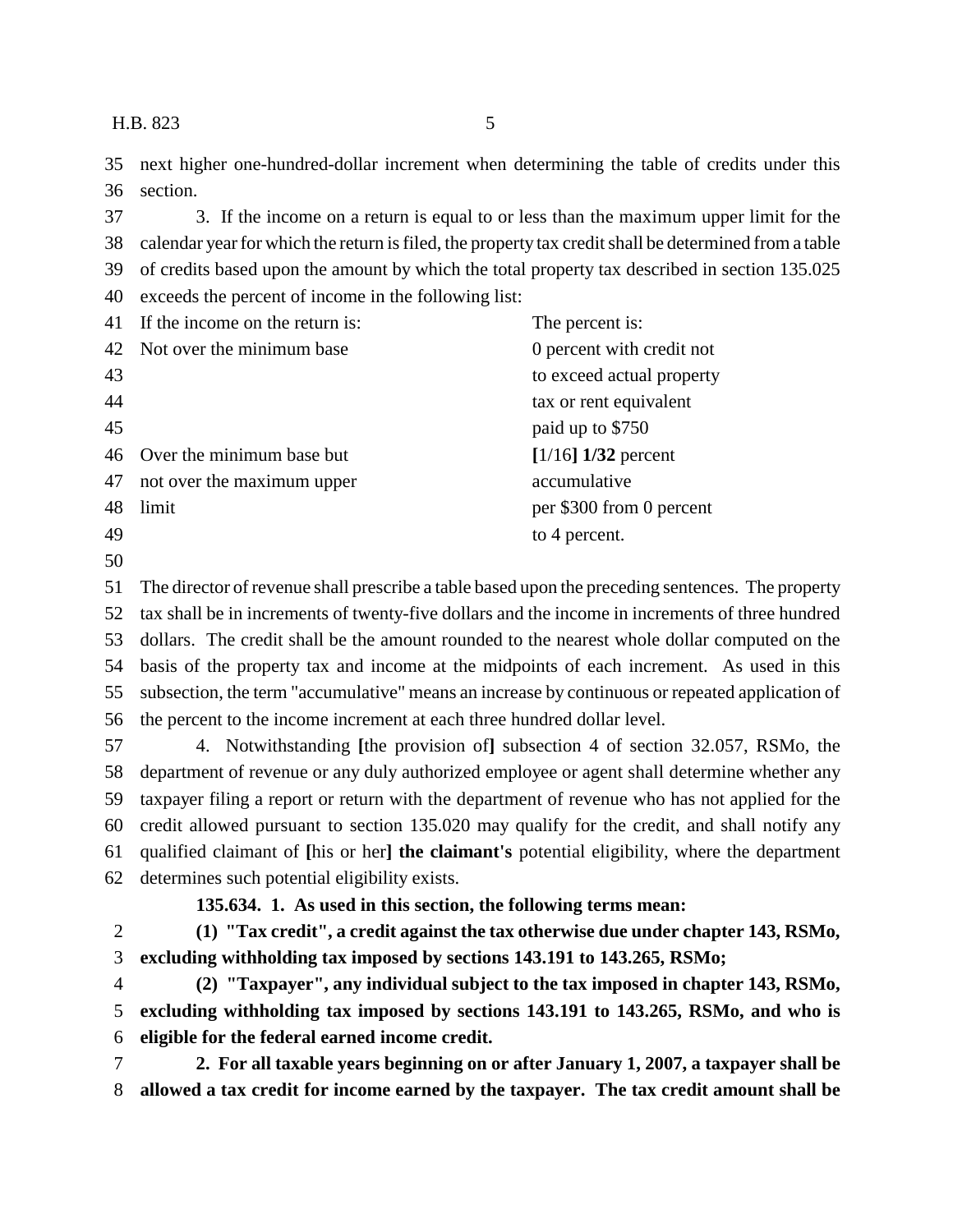next higher one-hundred-dollar increment when determining the table of credits under this section.

3. If the income on a return is equal to or less than the maximum upper limit for the calendar year for which the return is filed, the property tax credit shall be determined from a table of credits based upon the amount by which the total property tax described in section 135.025 exceeds the percent of income in the following list:

| If the income on the return is: | The percent is: |
| --- | --- |
| Not over the minimum base | 0 percent with credit not to exceed actual property tax or rent equivalent paid up to $750 |
| Over the minimum base but not over the maximum upper limit | [1/16] **1/32** percent accumulative per $300 from 0 percent to 4 percent. |

The director of revenue shall prescribe a table based upon the preceding sentences. The property tax shall be in increments of twenty-five dollars and the income in increments of three hundred dollars. The credit shall be the amount rounded to the nearest whole dollar computed on the basis of the property tax and income at the midpoints of each increment. As used in this subsection, the term "accumulative" means an increase by continuous or repeated application of the percent to the income increment at each three hundred dollar level.

4. Notwithstanding **[**the provision of**]** subsection 4 of section 32.057, RSMo, the department of revenue or any duly authorized employee or agent shall determine whether any taxpayer filing a report or return with the department of revenue who has not applied for the credit allowed pursuant to section 135.020 may qualify for the credit, and shall notify any qualified claimant of **[**his or her**]** **the claimant's** potential eligibility, where the department determines such potential eligibility exists.

**135.634. 1. As used in this section, the following terms mean:**

**(1) "Tax credit", a credit against the tax otherwise due under chapter 143, RSMo, excluding withholding tax imposed by sections 143.191 to 143.265, RSMo;**

**(2) "Taxpayer", any individual subject to the tax imposed in chapter 143, RSMo, excluding withholding tax imposed by sections 143.191 to 143.265, RSMo, and who is eligible for the federal earned income credit.**

**2. For all taxable years beginning on or after January 1, 2007, a taxpayer shall be allowed a tax credit for income earned by the taxpayer. The tax credit amount shall be**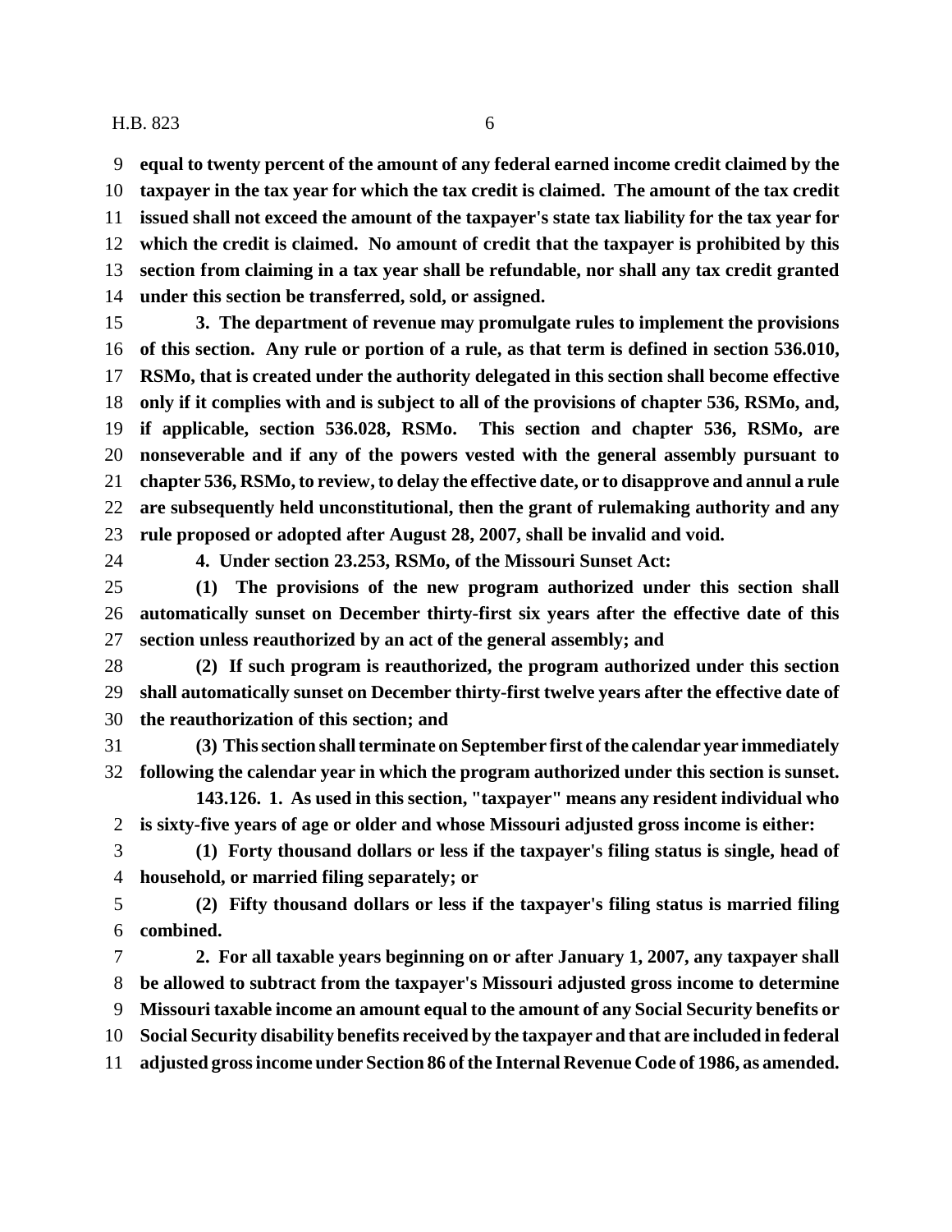**equal to twenty percent of the amount of any federal earned income credit claimed by the taxpayer in the tax year for which the tax credit is claimed. The amount of the tax credit issued shall not exceed the amount of the taxpayer's state tax liability for the tax year for which the credit is claimed. No amount of credit that the taxpayer is prohibited by this section from claiming in a tax year shall be refundable, nor shall any tax credit granted under this section be transferred, sold, or assigned.**

**3. The department of revenue may promulgate rules to implement the provisions of this section. Any rule or portion of a rule, as that term is defined in section 536.010, RSMo, that is created under the authority delegated in this section shall become effective only if it complies with and is subject to all of the provisions of chapter 536, RSMo, and, if applicable, section 536.028, RSMo. This section and chapter 536, RSMo, are nonseverable and if any of the powers vested with the general assembly pursuant to chapter 536, RSMo, to review, to delay the effective date, or to disapprove and annul a rule are subsequently held unconstitutional, then the grant of rulemaking authority and any rule proposed or adopted after August 28, 2007, shall be invalid and void.**

**4. Under section 23.253, RSMo, of the Missouri Sunset Act:**

**(1) The provisions of the new program authorized under this section shall automatically sunset on December thirty-first six years after the effective date of this section unless reauthorized by an act of the general assembly; and**

**(2) If such program is reauthorized, the program authorized under this section shall automatically sunset on December thirty-first twelve years after the effective date of the reauthorization of this section; and**

**(3) This section shall terminate on September first of the calendar year immediately following the calendar year in which the program authorized under this section is sunset.**

**143.126. 1. As used in this section, "taxpayer" means any resident individual who is sixty-five years of age or older and whose Missouri adjusted gross income is either:**

**(1) Forty thousand dollars or less if the taxpayer's filing status is single, head of household, or married filing separately; or**

**(2) Fifty thousand dollars or less if the taxpayer's filing status is married filing combined.**

**2. For all taxable years beginning on or after January 1, 2007, any taxpayer shall be allowed to subtract from the taxpayer's Missouri adjusted gross income to determine Missouri taxable income an amount equal to the amount of any Social Security benefits or Social Security disability benefits received by the taxpayer and that are included in federal adjusted gross income under Section 86 of the Internal Revenue Code of 1986, as amended.**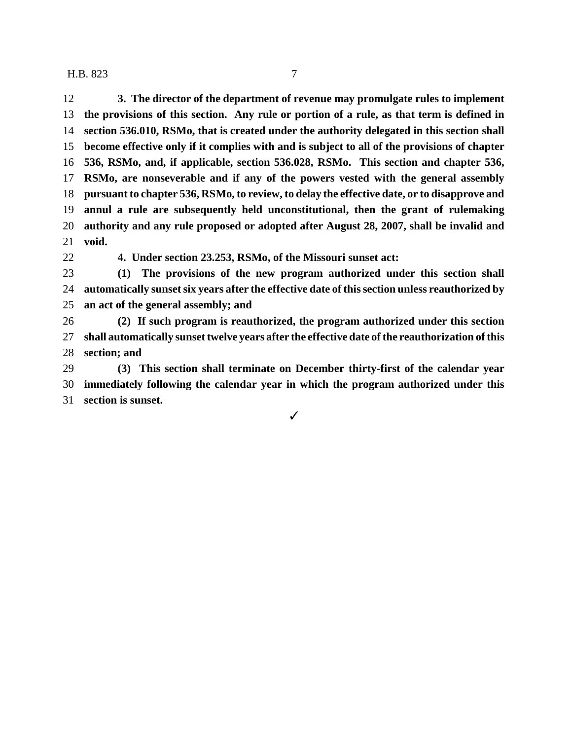**3. The director of the department of revenue may promulgate rules to implement the provisions of this section. Any rule or portion of a rule, as that term is defined in section 536.010, RSMo, that is created under the authority delegated in this section shall become effective only if it complies with and is subject to all of the provisions of chapter 536, RSMo, and, if applicable, section 536.028, RSMo. This section and chapter 536, RSMo, are nonseverable and if any of the powers vested with the general assembly pursuant to chapter 536, RSMo, to review, to delay the effective date, or to disapprove and annul a rule are subsequently held unconstitutional, then the grant of rulemaking authority and any rule proposed or adopted after August 28, 2007, shall be invalid and void.**

**4. Under section 23.253, RSMo, of the Missouri sunset act:**

**(1) The provisions of the new program authorized under this section shall automatically sunset six years after the effective date of this section unless reauthorized by an act of the general assembly; and**

**(2) If such program is reauthorized, the program authorized under this section shall automatically sunset twelve years after the effective date of the reauthorization of this section; and**

**(3) This section shall terminate on December thirty-first of the calendar year immediately following the calendar year in which the program authorized under this section is sunset.**

✓